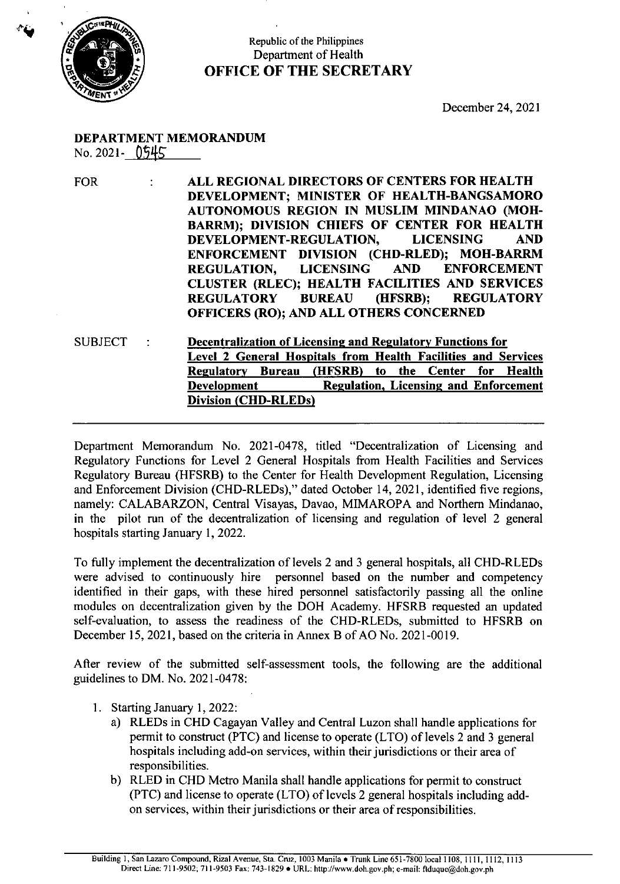Republic of the Philippines
Department of Health
**OFFICE OF THE SECRETARY**

December 24, 2021

**DEPARTMENT MEMORANDUM**
No. 2021- 0545

FOR : **ALL REGIONAL DIRECTORS OF CENTERS FOR HEALTH DEVELOPMENT; MINISTER OF HEALTH-BANGSAMORO AUTONOMOUS REGION IN MUSLIM MINDANAO (MOH-BARRM); DIVISION CHIEFS OF CENTER FOR HEALTH DEVELOPMENT-REGULATION, LICENSING AND ENFORCEMENT DIVISION (CHD-RLED); MOH-BARRM REGULATION, LICENSING AND ENFORCEMENT CLUSTER (RLEC); HEALTH FACILITIES AND SERVICES REGULATORY BUREAU (HFSRB); REGULATORY OFFICERS (RO); AND ALL OTHERS CONCERNED**

SUBJECT : **Decentralization of Licensing and Regulatory Functions for Level 2 General Hospitals from Health Facilities and Services Regulatory Bureau (HFSRB) to the Center for Health Development Regulation, Licensing and Enforcement Division (CHD-RLEDs)**

---

Department Memorandum No. 2021-0478, titled "Decentralization of Licensing and Regulatory Functions for Level 2 General Hospitals from Health Facilities and Services Regulatory Bureau (HFSRB) to the Center for Health Development Regulation, Licensing and Enforcement Division (CHD-RLEDs)," dated October 14, 2021, identified five regions, namely: CALABARZON, Central Visayas, Davao, MIMAROPA and Northern Mindanao, in the pilot run of the decentralization of licensing and regulation of level 2 general hospitals starting January 1, 2022.

To fully implement the decentralization of levels 2 and 3 general hospitals, all CHD-RLEDs were advised to continuously hire personnel based on the number and competency identified in their gaps, with these hired personnel satisfactorily passing all the online modules on decentralization given by the DOH Academy. HFSRB requested an updated self-evaluation, to assess the readiness of the CHD-RLEDs, submitted to HFSRB on December 15, 2021, based on the criteria in Annex B of AO No. 2021-0019.

After review of the submitted self-assessment tools, the following are the additional guidelines to DM. No. 2021-0478:

1. Starting January 1, 2022:
   a) RLEDs in CHD Cagayan Valley and Central Luzon shall handle applications for permit to construct (PTC) and license to operate (LTO) of levels 2 and 3 general hospitals including add-on services, within their jurisdictions or their area of responsibilities.
   b) RLED in CHD Metro Manila shall handle applications for permit to construct (PTC) and license to operate (LTO) of levels 2 general hospitals including add-on services, within their jurisdictions or their area of responsibilities.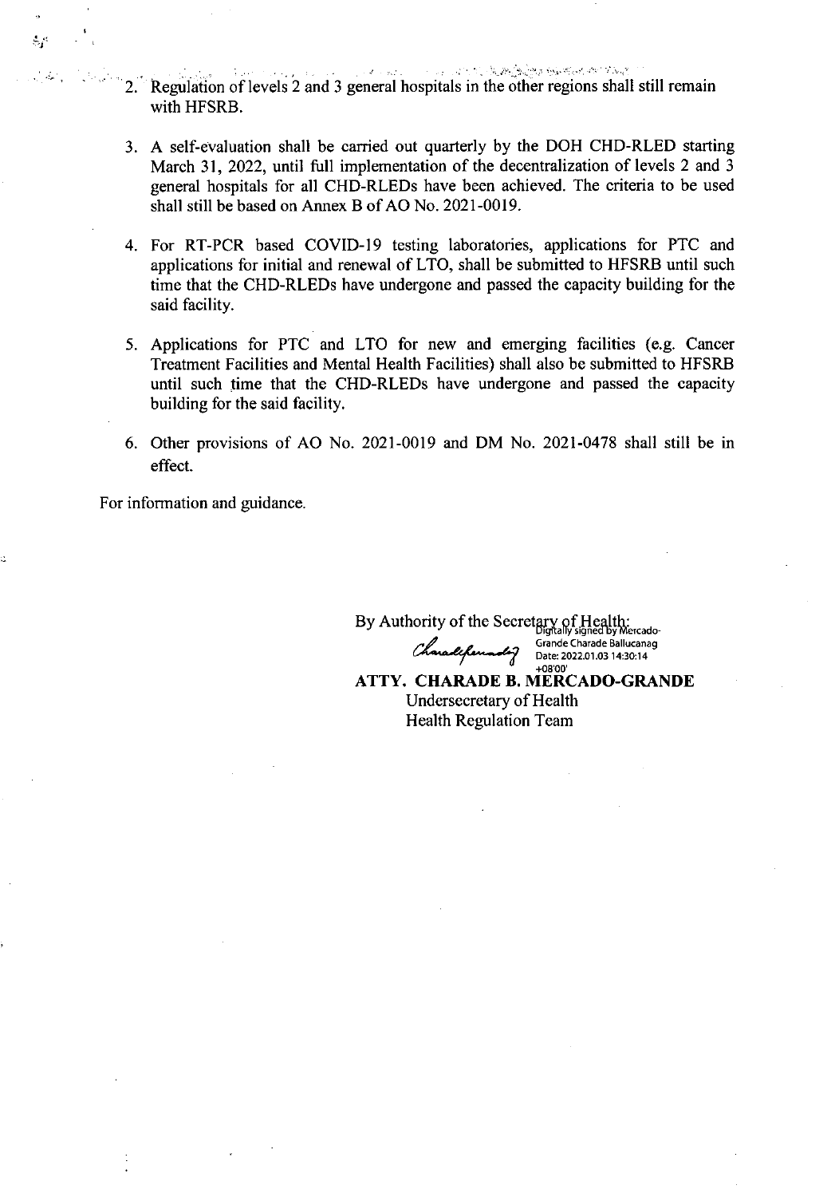2. Regulation of levels 2 and 3 general hospitals in the other regions shall still remain with HFSRB.

3. A self-evaluation shall be carried out quarterly by the DOH CHD-RLED starting March 31, 2022, until full implementation of the decentralization of levels 2 and 3 general hospitals for all CHD-RLEDs have been achieved. The criteria to be used shall still be based on Annex B of AO No. 2021-0019.

4. For RT-PCR based COVID-19 testing laboratories, applications for PTC and applications for initial and renewal of LTO, shall be submitted to HFSRB until such time that the CHD-RLEDs have undergone and passed the capacity building for the said facility.

5. Applications for PTC and LTO for new and emerging facilities (e.g. Cancer Treatment Facilities and Mental Health Facilities) shall also be submitted to HFSRB until such time that the CHD-RLEDs have undergone and passed the capacity building for the said facility.

6. Other provisions of AO No. 2021-0019 and DM No. 2021-0478 shall still be in effect.

For information and guidance.

By Authority of the Secretary of Health:

Digitally signed by Mercado-Grande Charade Ballucanag
Date: 2022.01.03 14:30:14 +08'00'

**ATTY. CHARADE B. MERCADO-GRANDE**
Undersecretary of Health
Health Regulation Team